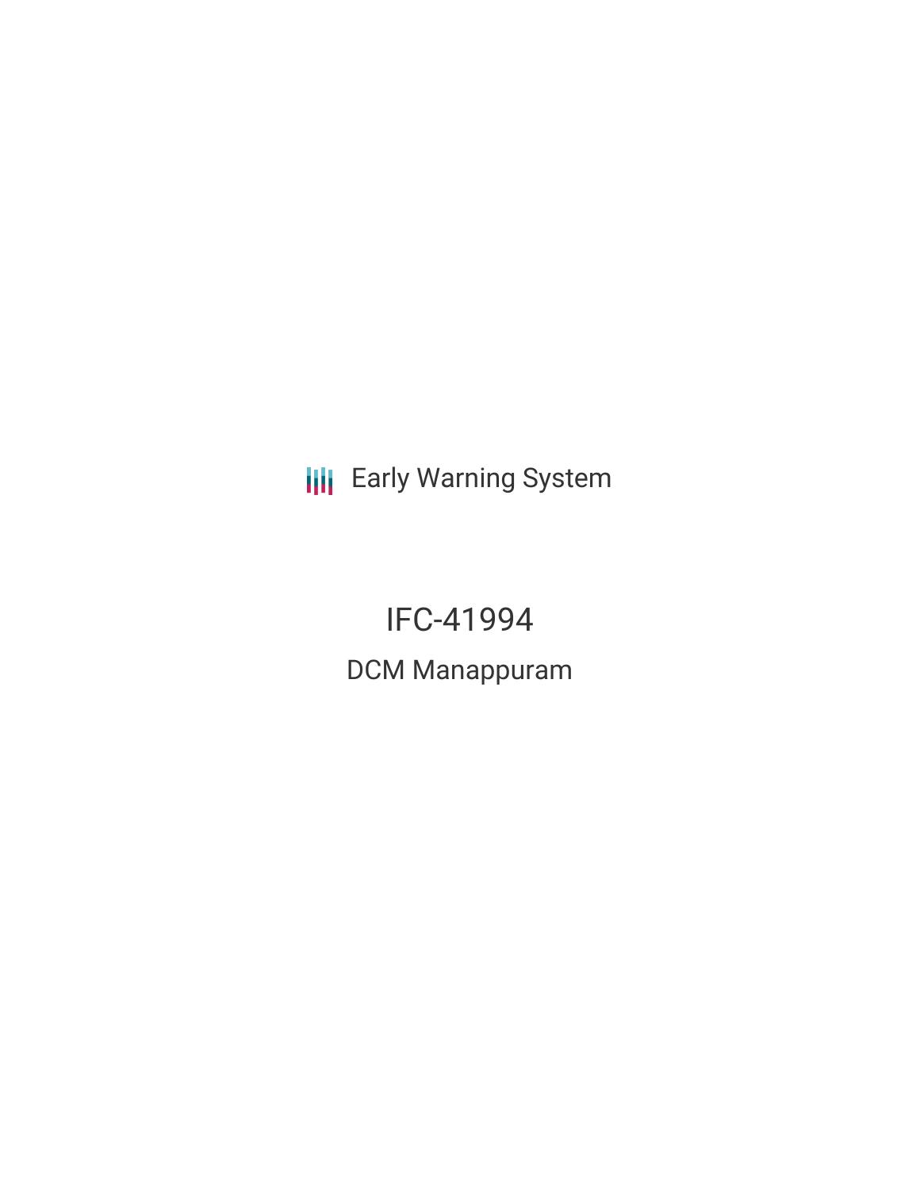Early Warning System

# IFC-41994

## DCM Manappuram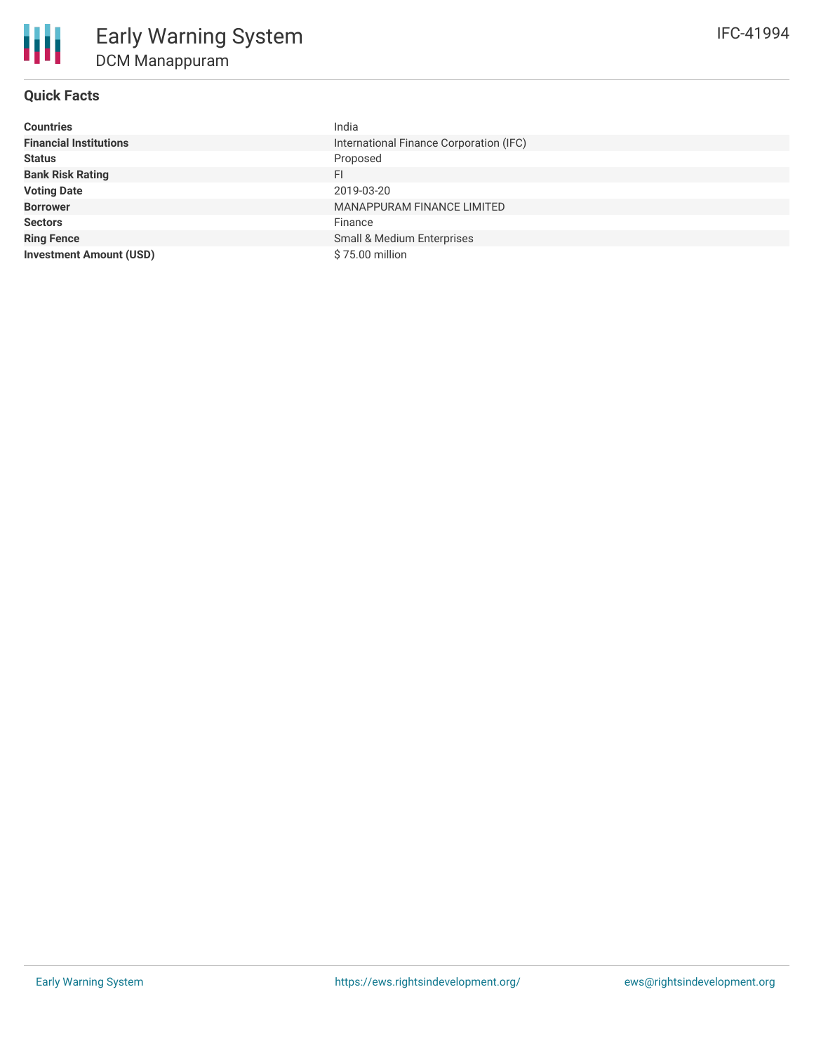# Early Warning System

## DCM Manappuram

IFC-41994

### Quick Facts

| | |
|---|---|
| **Countries** | India |
| **Financial Institutions** | International Finance Corporation (IFC) |
| **Status** | Proposed |
| **Bank Risk Rating** | FI |
| **Voting Date** | 2019-03-20 |
| **Borrower** | MANAPPURAM FINANCE LIMITED |
| **Sectors** | Finance |
| **Ring Fence** | Small & Medium Enterprises |
| **Investment Amount (USD)** | $ 75.00 million |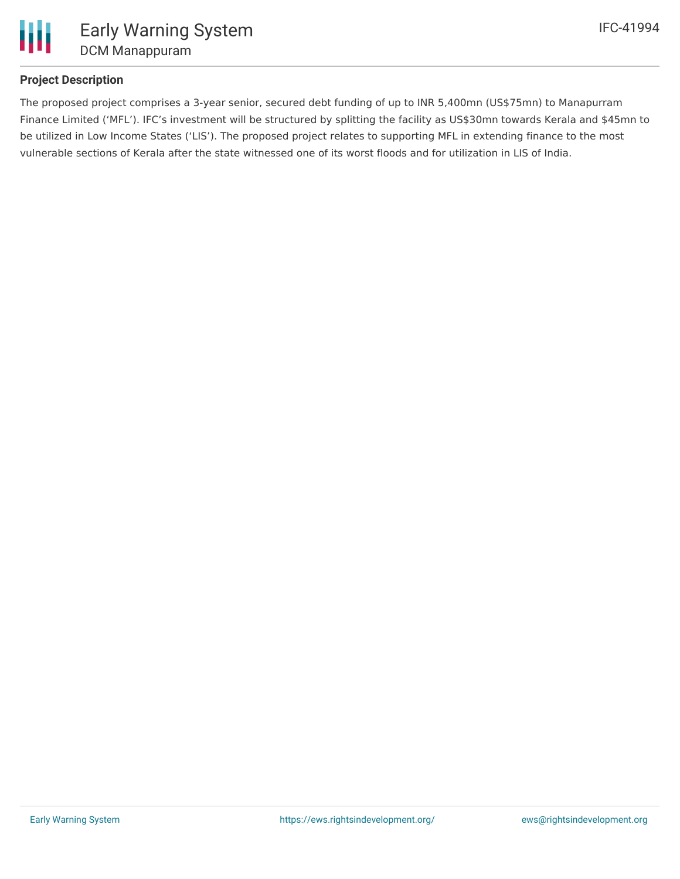### Project Description

The proposed project comprises a 3-year senior, secured debt funding of up to INR 5,400mn (US$75mn) to Manapurram Finance Limited ('MFL'). IFC's investment will be structured by splitting the facility as US$30mn towards Kerala and $45mn to be utilized in Low Income States ('LIS'). The proposed project relates to supporting MFL in extending finance to the most vulnerable sections of Kerala after the state witnessed one of its worst floods and for utilization in LIS of India.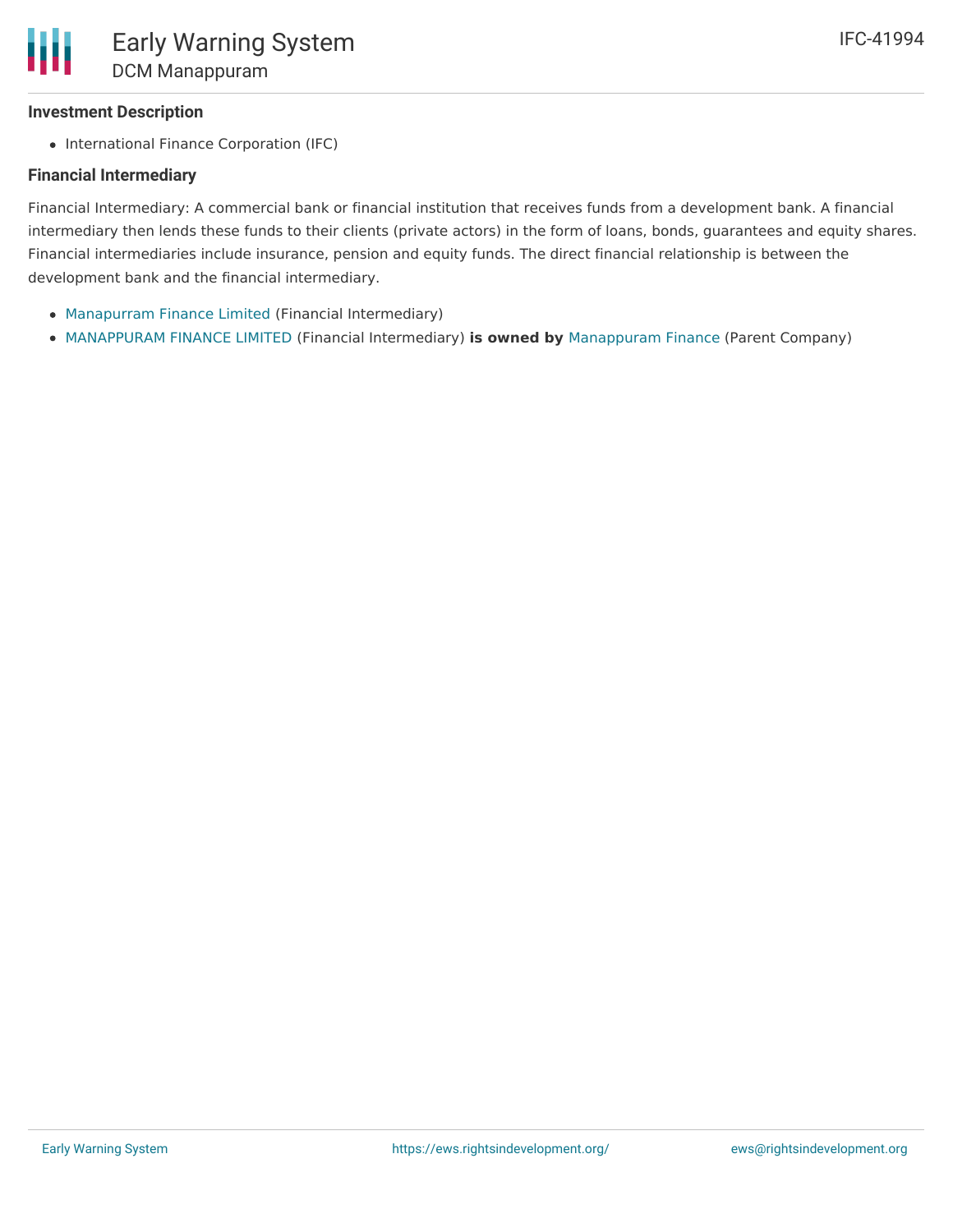### Investment Description

- International Finance Corporation (IFC)

### Financial Intermediary

Financial Intermediary: A commercial bank or financial institution that receives funds from a development bank. A financial intermediary then lends these funds to their clients (private actors) in the form of loans, bonds, guarantees and equity shares. Financial intermediaries include insurance, pension and equity funds. The direct financial relationship is between the development bank and the financial intermediary.

- Manapurram Finance Limited (Financial Intermediary)
- MANAPPURAM FINANCE LIMITED (Financial Intermediary) **is owned by** Manappuram Finance (Parent Company)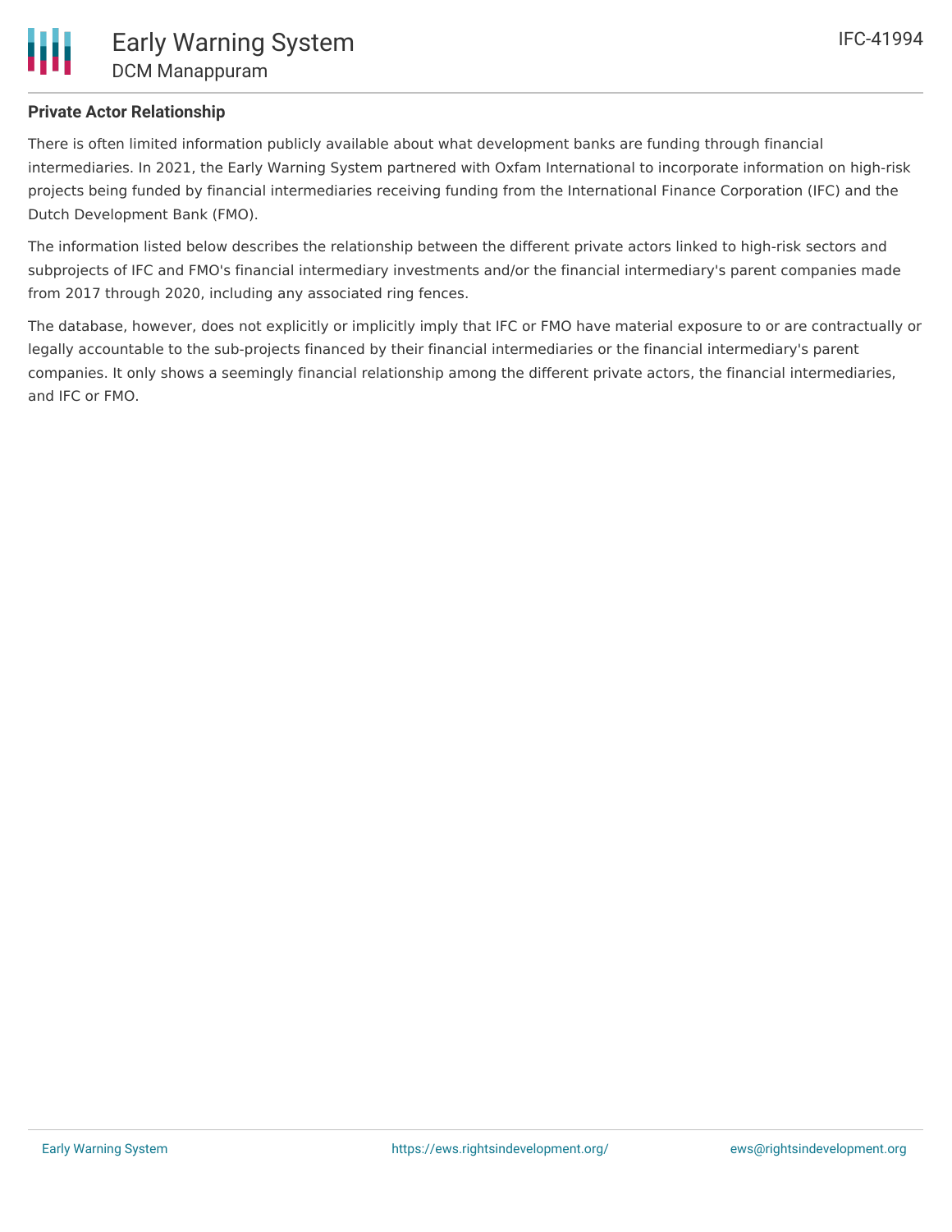**Private Actor Relationship**

There is often limited information publicly available about what development banks are funding through financial intermediaries. In 2021, the Early Warning System partnered with Oxfam International to incorporate information on high-risk projects being funded by financial intermediaries receiving funding from the International Finance Corporation (IFC) and the Dutch Development Bank (FMO).

The information listed below describes the relationship between the different private actors linked to high-risk sectors and subprojects of IFC and FMO's financial intermediary investments and/or the financial intermediary's parent companies made from 2017 through 2020, including any associated ring fences.

The database, however, does not explicitly or implicitly imply that IFC or FMO have material exposure to or are contractually or legally accountable to the sub-projects financed by their financial intermediaries or the financial intermediary's parent companies. It only shows a seemingly financial relationship among the different private actors, the financial intermediaries, and IFC or FMO.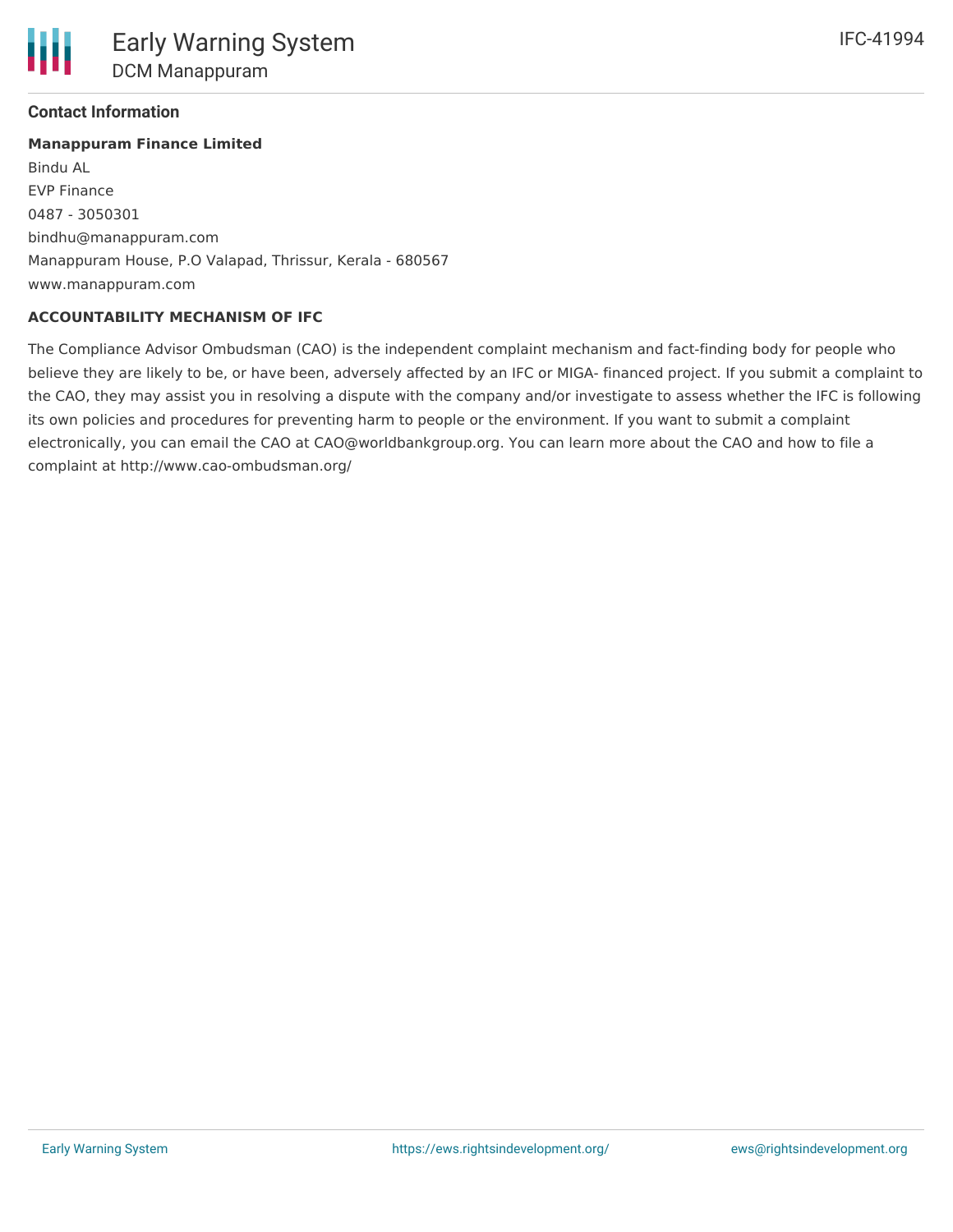## Contact Information

**Manappuram Finance Limited**

Bindu AL
EVP Finance
0487 - 3050301
bindhu@manappuram.com
Manappuram House, P.O Valapad, Thrissur, Kerala - 680567
www.manappuram.com

**ACCOUNTABILITY MECHANISM OF IFC**

The Compliance Advisor Ombudsman (CAO) is the independent complaint mechanism and fact-finding body for people who believe they are likely to be, or have been, adversely affected by an IFC or MIGA- financed project. If you submit a complaint to the CAO, they may assist you in resolving a dispute with the company and/or investigate to assess whether the IFC is following its own policies and procedures for preventing harm to people or the environment. If you want to submit a complaint electronically, you can email the CAO at CAO@worldbankgroup.org. You can learn more about the CAO and how to file a complaint at http://www.cao-ombudsman.org/